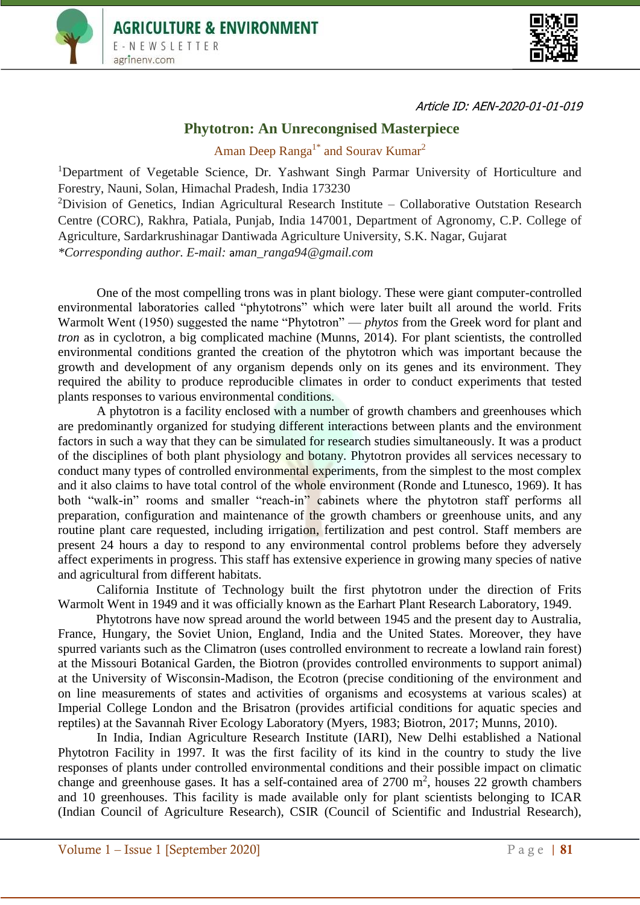Article ID: AEN-2020-01-01-019

# Phytotron: An Unrecongnised Masterpiece

Aman Deep Ranga[1*] and Sourav Kumar[2]

[1]Department of Vegetable Science, Dr. Yashwant Singh Parmar University of Horticulture and Forestry, Nauni, Solan, Himachal Pradesh, India 173230

[2]Division of Genetics, Indian Agricultural Research Institute – Collaborative Outstation Research Centre (CORC), Rakhra, Patiala, Punjab, India 147001, Department of Agronomy, C.P. College of Agriculture, Sardarkrushinagar Dantiwada Agriculture University, S.K. Nagar, Gujarat

*Corresponding author. E-mail: aman_ranga94@gmail.com

One of the most compelling trons was in plant biology. These were giant computer-controlled environmental laboratories called "phytotrons" which were later built all around the world. Frits Warmolt Went (1950) suggested the name "Phytotron" — *phytos* from the Greek word for plant and *tron* as in cyclotron, a big complicated machine (Munns, 2014). For plant scientists, the controlled environmental conditions granted the creation of the phytotron which was important because the growth and development of any organism depends only on its genes and its environment. They required the ability to produce reproducible climates in order to conduct experiments that tested plants responses to various environmental conditions.

A phytotron is a facility enclosed with a number of growth chambers and greenhouses which are predominantly organized for studying different interactions between plants and the environment factors in such a way that they can be simulated for research studies simultaneously. It was a product of the disciplines of both plant physiology and botany. Phytotron provides all services necessary to conduct many types of controlled environmental experiments, from the simplest to the most complex and it also claims to have total control of the whole environment (Ronde and Ltunesco, 1969). It has both "walk-in" rooms and smaller "reach-in" cabinets where the phytotron staff performs all preparation, configuration and maintenance of the growth chambers or greenhouse units, and any routine plant care requested, including irrigation, fertilization and pest control. Staff members are present 24 hours a day to respond to any environmental control problems before they adversely affect experiments in progress. This staff has extensive experience in growing many species of native and agricultural from different habitats.

California Institute of Technology built the first phytotron under the direction of Frits Warmolt Went in 1949 and it was officially known as the Earhart Plant Research Laboratory, 1949.

Phytotrons have now spread around the world between 1945 and the present day to Australia, France, Hungary, the Soviet Union, England, India and the United States. Moreover, they have spurred variants such as the Climatron (uses controlled environment to recreate a lowland rain forest) at the Missouri Botanical Garden, the Biotron (provides controlled environments to support animal) at the University of Wisconsin-Madison, the Ecotron (precise conditioning of the environment and on line measurements of states and activities of organisms and ecosystems at various scales) at Imperial College London and the Brisatron (provides artificial conditions for aquatic species and reptiles) at the Savannah River Ecology Laboratory (Myers, 1983; Biotron, 2017; Munns, 2010).

In India, Indian Agriculture Research Institute (IARI), New Delhi established a National Phytotron Facility in 1997. It was the first facility of its kind in the country to study the live responses of plants under controlled environmental conditions and their possible impact on climatic change and greenhouse gases. It has a self-contained area of 2700 $m^2$, houses 22 growth chambers and 10 greenhouses. This facility is made available only for plant scientists belonging to ICAR (Indian Council of Agriculture Research), CSIR (Council of Scientific and Industrial Research),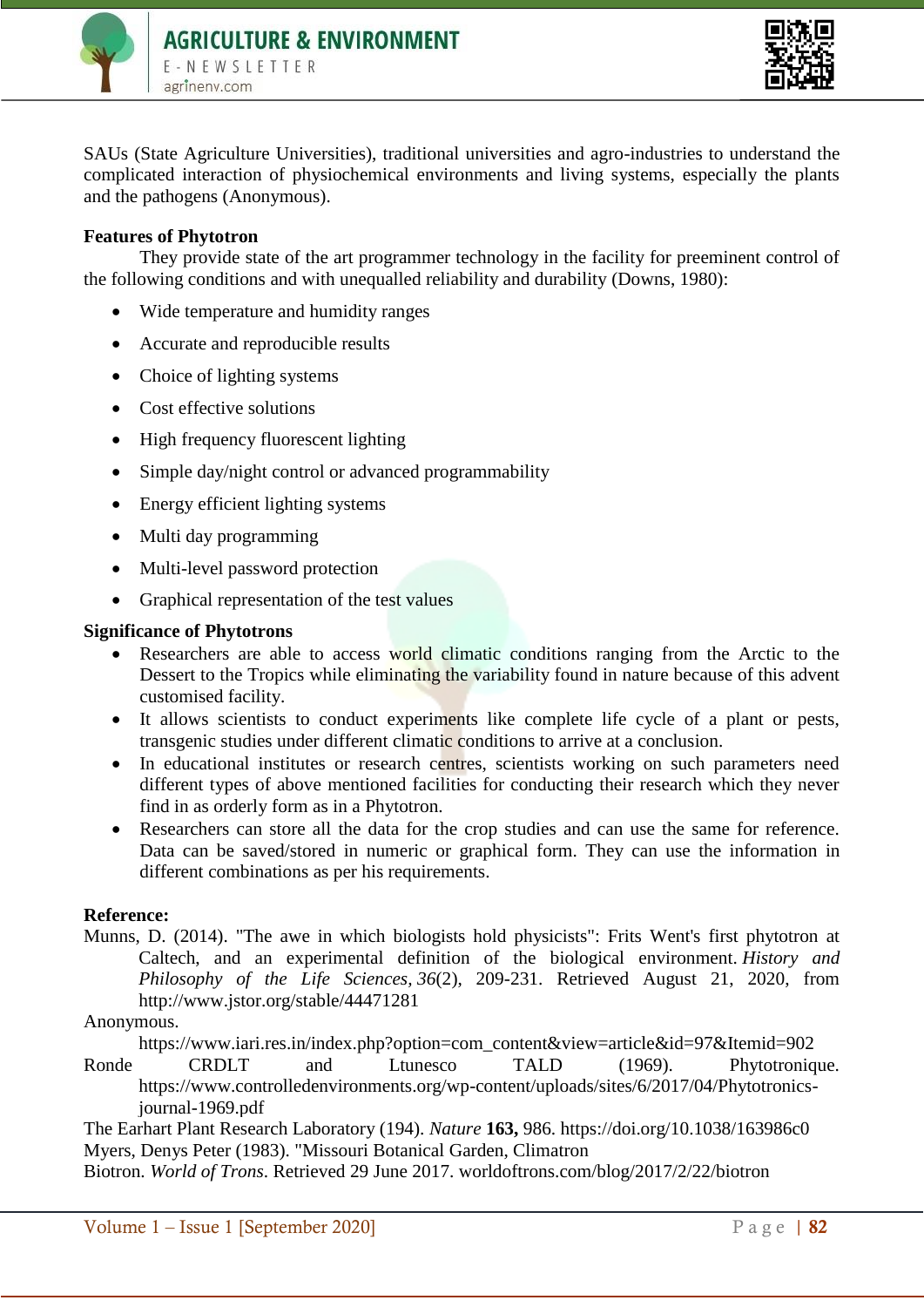SAUs (State Agriculture Universities), traditional universities and agro-industries to understand the complicated interaction of physiochemical environments and living systems, especially the plants and the pathogens (Anonymous).

**Features of Phytotron**

They provide state of the art programmer technology in the facility for preeminent control of the following conditions and with unequalled reliability and durability (Downs, 1980):

- Wide temperature and humidity ranges
- Accurate and reproducible results
- Choice of lighting systems
- Cost effective solutions
- High frequency fluorescent lighting
- Simple day/night control or advanced programmability
- Energy efficient lighting systems
- Multi day programming
- Multi-level password protection
- Graphical representation of the test values

**Significance of Phytotrons**

- Researchers are able to access world climatic conditions ranging from the Arctic to the Dessert to the Tropics while eliminating the variability found in nature because of this advent customised facility.
- It allows scientists to conduct experiments like complete life cycle of a plant or pests, transgenic studies under different climatic conditions to arrive at a conclusion.
- In educational institutes or research centres, scientists working on such parameters need different types of above mentioned facilities for conducting their research which they never find in as orderly form as in a Phytotron.
- Researchers can store all the data for the crop studies and can use the same for reference. Data can be saved/stored in numeric or graphical form. They can use the information in different combinations as per his requirements.

**Reference:**

Munns, D. (2014). "The awe in which biologists hold physicists": Frits Went's first phytotron at Caltech, and an experimental definition of the biological environment. *History and Philosophy of the Life Sciences*, *36*(2), 209-231. Retrieved August 21, 2020, from http://www.jstor.org/stable/44471281

Anonymous. https://www.iari.res.in/index.php?option=com_content&view=article&id=97&Itemid=902

Ronde CRDLT and Ltunesco TALD (1969). Phytotronique. https://www.controlledenvironments.org/wp-content/uploads/sites/6/2017/04/Phytotronics-journal-1969.pdf

The Earhart Plant Research Laboratory (194). *Nature* **163,** 986. https://doi.org/10.1038/163986c0

Myers, Denys Peter (1983). "Missouri Botanical Garden, Climatron

Biotron. *World of Trons*. Retrieved 29 June 2017. worldoftrons.com/blog/2017/2/22/biotron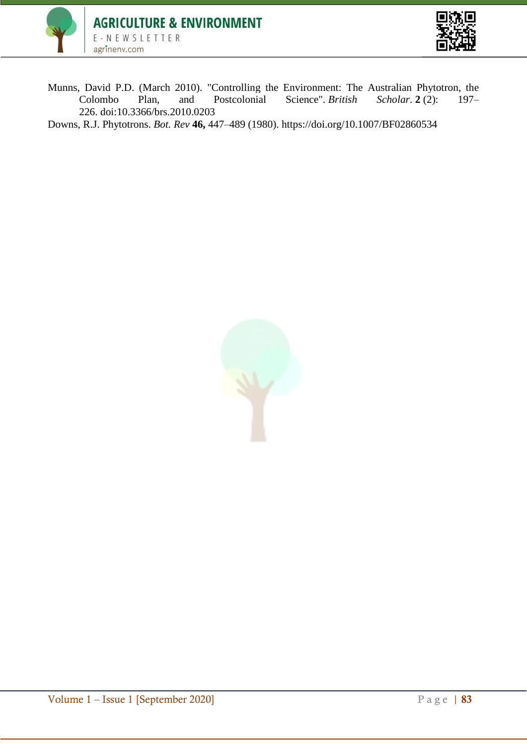Munns, David P.D. (March 2010). "Controlling the Environment: The Australian Phytotron, the Colombo Plan, and Postcolonial Science". *British Scholar*. **2** (2): 197–226. doi:10.3366/brs.2010.0203

Downs, R.J. Phytotrons. *Bot. Rev* **46,** 447–489 (1980). https://doi.org/10.1007/BF02860534